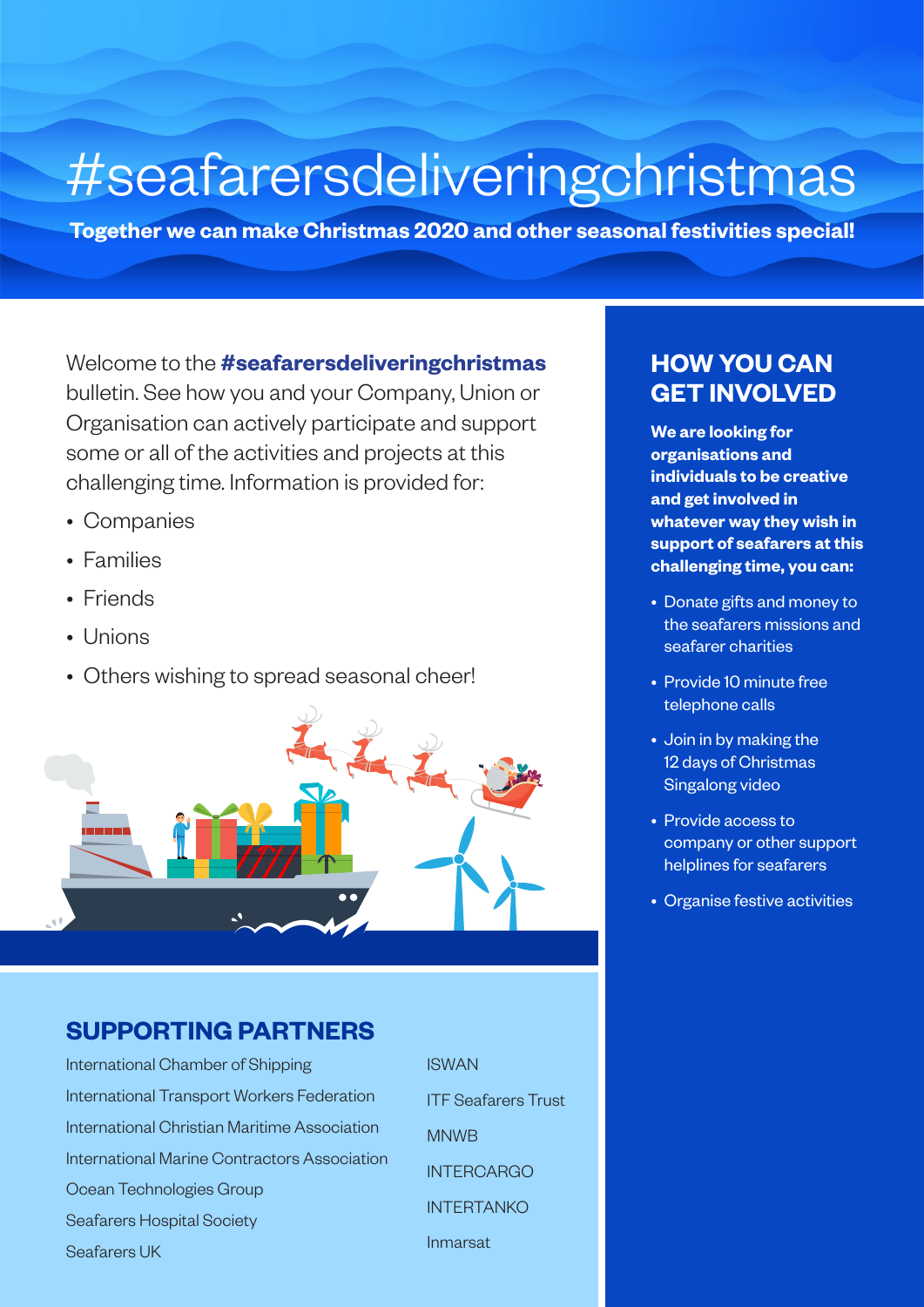# #seafarersdeliveringchristmas

**Together we can make Christmas 2020 and other seasonal festivities special!**

Welcome to the **#seafarersdeliveringchristmas** bulletin. See how you and your Company, Union or Organisation can actively participate and support some or all of the activities and projects at this challenging time. Information is provided for:

- Companies
- Families
- Friends
- Unions
- Others wishing to spread seasonal cheer!

## HOW YOU CAN GET INVOLVED

**We are looking for organisations and individuals to be creative and get involved in whatever way they wish in support of seafarers at this challenging time, you can:**

- Donate gifts and money to the seafarers missions and seafarer charities
- Provide 10 minute free telephone calls
- Join in by making the 12 days of Christmas Singalong video
- Provide access to company or other support helplines for seafarers
- Organise festive activities

## SUPPORTING PARTNERS

International Chamber of Shipping
International Transport Workers Federation
International Christian Maritime Association
International Marine Contractors Association
Ocean Technologies Group
Seafarers Hospital Society
Seafarers UK
ISWAN
ITF Seafarers Trust
MNWB
INTERCARGO
INTERTANKO
Inmarsat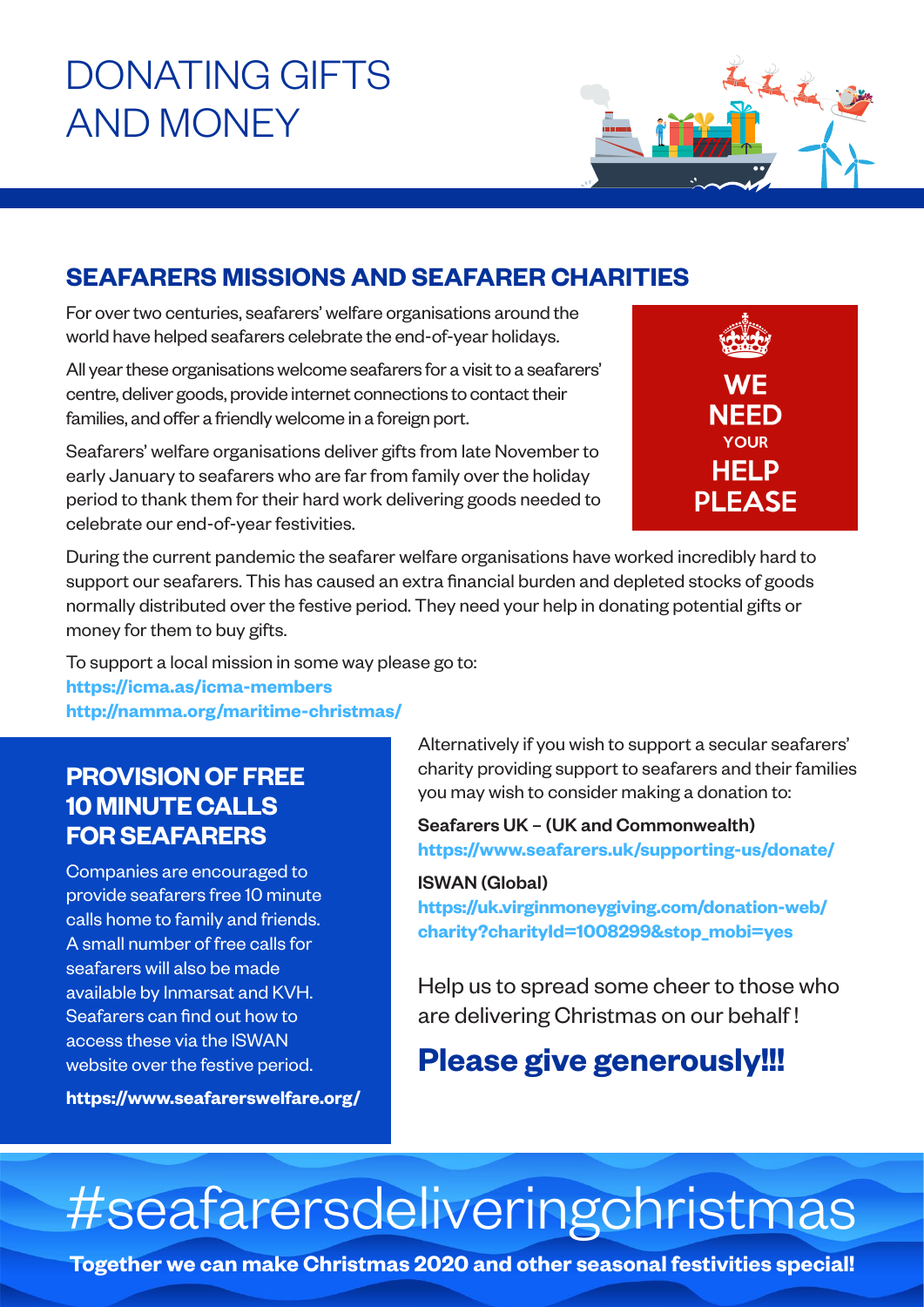# DONATING GIFTS AND MONEY

## SEAFARERS MISSIONS AND SEAFARER CHARITIES

For over two centuries, seafarers' welfare organisations around the world have helped seafarers celebrate the end-of-year holidays.

All year these organisations welcome seafarers for a visit to a seafarers' centre, deliver goods, provide internet connections to contact their families, and offer a friendly welcome in a foreign port.

Seafarers' welfare organisations deliver gifts from late November to early January to seafarers who are far from family over the holiday period to thank them for their hard work delivering goods needed to celebrate our end-of-year festivities.

**WE NEED YOUR HELP PLEASE**

During the current pandemic the seafarer welfare organisations have worked incredibly hard to support our seafarers. This has caused an extra financial burden and depleted stocks of goods normally distributed over the festive period. They need your help in donating potential gifts or money for them to buy gifts.

To support a local mission in some way please go to:
**https://icma.as/icma-members**
**http://namma.org/maritime-christmas/**

## PROVISION OF FREE 10 MINUTE CALLS FOR SEAFARERS

Companies are encouraged to provide seafarers free 10 minute calls home to family and friends. A small number of free calls for seafarers will also be made available by Inmarsat and KVH. Seafarers can find out how to access these via the ISWAN website over the festive period.

**https://www.seafarerswelfare.org/**

Alternatively if you wish to support a secular seafarers' charity providing support to seafarers and their families you may wish to consider making a donation to:

**Seafarers UK – (UK and Commonwealth)**
**https://www.seafarers.uk/supporting-us/donate/**

**ISWAN (Global)**
**https://uk.virginmoneygiving.com/donation-web/charity?charityId=1008299&stop_mobi=yes**

Help us to spread some cheer to those who are delivering Christmas on our behalf !

## Please give generously!!!

# #seafarersdeliveringchristmas

**Together we can make Christmas 2020 and other seasonal festivities special!**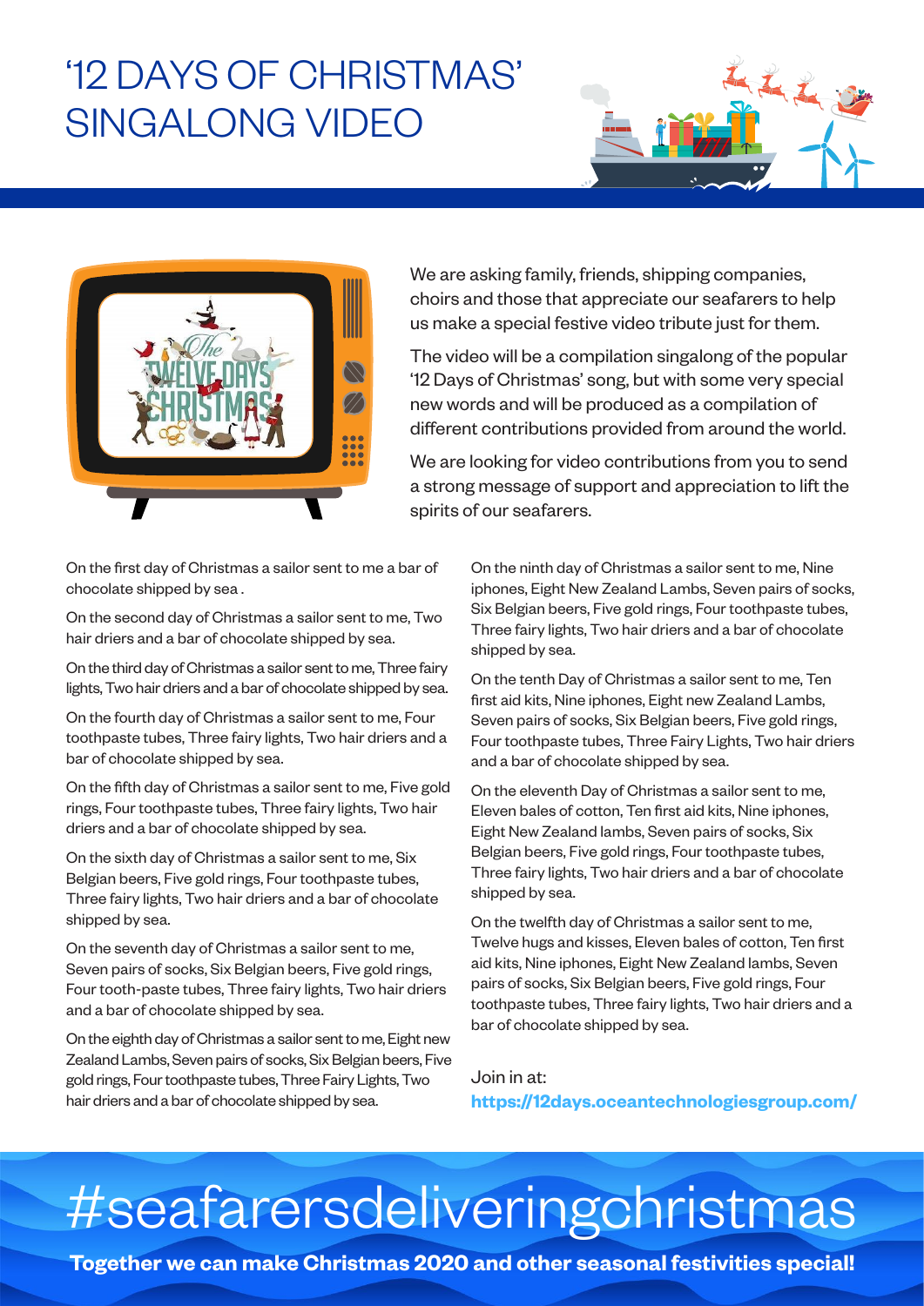# '12 DAYS OF CHRISTMAS' SINGALONG VIDEO

We are asking family, friends, shipping companies, choirs and those that appreciate our seafarers to help us make a special festive video tribute just for them.

The video will be a compilation singalong of the popular '12 Days of Christmas' song, but with some very special new words and will be produced as a compilation of different contributions provided from around the world.

We are looking for video contributions from you to send a strong message of support and appreciation to lift the spirits of our seafarers.

On the first day of Christmas a sailor sent to me a bar of chocolate shipped by sea .

On the second day of Christmas a sailor sent to me, Two hair driers and a bar of chocolate shipped by sea.

On the third day of Christmas a sailor sent to me, Three fairy lights, Two hair driers and a bar of chocolate shipped by sea.

On the fourth day of Christmas a sailor sent to me, Four toothpaste tubes, Three fairy lights, Two hair driers and a bar of chocolate shipped by sea.

On the fifth day of Christmas a sailor sent to me, Five gold rings, Four toothpaste tubes, Three fairy lights, Two hair driers and a bar of chocolate shipped by sea.

On the sixth day of Christmas a sailor sent to me, Six Belgian beers, Five gold rings, Four toothpaste tubes, Three fairy lights, Two hair driers and a bar of chocolate shipped by sea.

On the seventh day of Christmas a sailor sent to me, Seven pairs of socks, Six Belgian beers, Five gold rings, Four tooth-paste tubes, Three fairy lights, Two hair driers and a bar of chocolate shipped by sea.

On the eighth day of Christmas a sailor sent to me, Eight new Zealand Lambs, Seven pairs of socks, Six Belgian beers, Five gold rings, Four toothpaste tubes, Three Fairy Lights, Two hair driers and a bar of chocolate shipped by sea.

On the ninth day of Christmas a sailor sent to me, Nine iphones, Eight New Zealand Lambs, Seven pairs of socks, Six Belgian beers, Five gold rings, Four toothpaste tubes, Three fairy lights, Two hair driers and a bar of chocolate shipped by sea.

On the tenth Day of Christmas a sailor sent to me, Ten first aid kits, Nine iphones, Eight new Zealand Lambs, Seven pairs of socks, Six Belgian beers, Five gold rings, Four toothpaste tubes, Three Fairy Lights, Two hair driers and a bar of chocolate shipped by sea.

On the eleventh Day of Christmas a sailor sent to me, Eleven bales of cotton, Ten first aid kits, Nine iphones, Eight New Zealand lambs, Seven pairs of socks, Six Belgian beers, Five gold rings, Four toothpaste tubes, Three fairy lights, Two hair driers and a bar of chocolate shipped by sea.

On the twelfth day of Christmas a sailor sent to me, Twelve hugs and kisses, Eleven bales of cotton, Ten first aid kits, Nine iphones, Eight New Zealand lambs, Seven pairs of socks, Six Belgian beers, Five gold rings, Four toothpaste tubes, Three fairy lights, Two hair driers and a bar of chocolate shipped by sea.

Join in at:
**https://12days.oceantechnologiesgroup.com/**

# #seafarersdeliveringchristmas

**Together we can make Christmas 2020 and other seasonal festivities special!**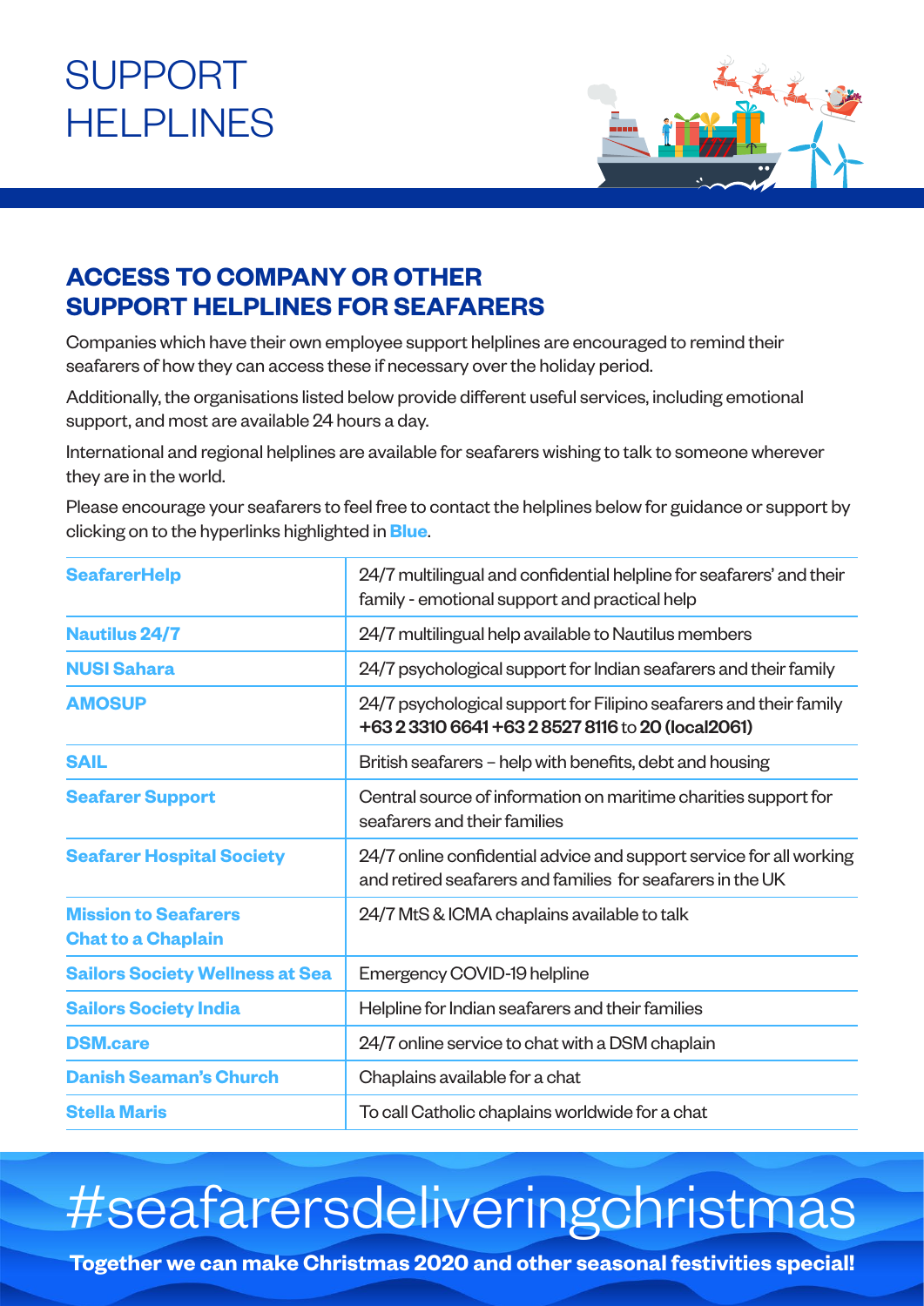# SUPPORT HELPLINES

## ACCESS TO COMPANY OR OTHER SUPPORT HELPLINES FOR SEAFARERS

Companies which have their own employee support helplines are encouraged to remind their seafarers of how they can access these if necessary over the holiday period.

Additionally, the organisations listed below provide different useful services, including emotional support, and most are available 24 hours a day.

International and regional helplines are available for seafarers wishing to talk to someone wherever they are in the world.

Please encourage your seafarers to feel free to contact the helplines below for guidance or support by clicking on to the hyperlinks highlighted in **Blue**.

| | |
|---|---|
| **SeafarerHelp** | 24/7 multilingual and confidential helpline for seafarers' and their family - emotional support and practical help |
| **Nautilus 24/7** | 24/7 multilingual help available to Nautilus members |
| **NUSI Sahara** | 24/7 psychological support for Indian seafarers and their family |
| **AMOSUP** | 24/7 psychological support for Filipino seafarers and their family **+63 2 3310 6641 +63 2 8527 8116** to **20 (local2061)** |
| **SAIL** | British seafarers – help with benefits, debt and housing |
| **Seafarer Support** | Central source of information on maritime charities support for seafarers and their families |
| **Seafarer Hospital Society** | 24/7 online confidential advice and support service for all working and retired seafarers and families for seafarers in the UK |
| **Mission to Seafarers Chat to a Chaplain** | 24/7 MtS & ICMA chaplains available to talk |
| **Sailors Society Wellness at Sea** | Emergency COVID-19 helpline |
| **Sailors Society India** | Helpline for Indian seafarers and their families |
| **DSM.care** | 24/7 online service to chat with a DSM chaplain |
| **Danish Seaman's Church** | Chaplains available for a chat |
| **Stella Maris** | To call Catholic chaplains worldwide for a chat |

#seafarersdeliveringchristmas

**Together we can make Christmas 2020 and other seasonal festivities special!**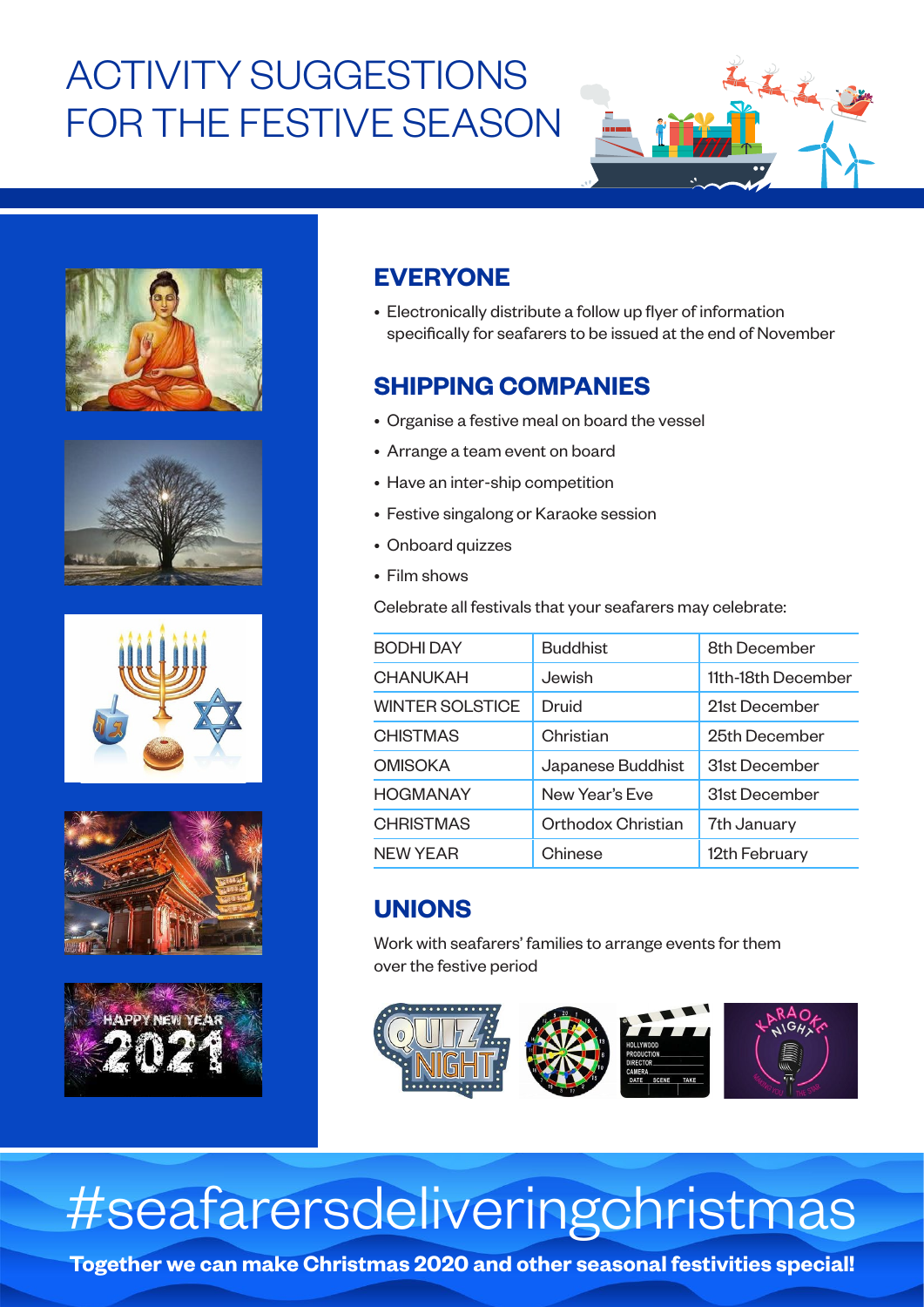# ACTIVITY SUGGESTIONS FOR THE FESTIVE SEASON

## EVERYONE

- Electronically distribute a follow up flyer of information specifically for seafarers to be issued at the end of November

## SHIPPING COMPANIES

- Organise a festive meal on board the vessel
- Arrange a team event on board
- Have an inter-ship competition
- Festive singalong or Karaoke session
- Onboard quizzes
- Film shows

Celebrate all festivals that your seafarers may celebrate:

| | | |
|---|---|---|
| BODHI DAY | Buddhist | 8th December |
| CHANUKAH | Jewish | 11th-18th December |
| WINTER SOLSTICE | Druid | 21st December |
| CHISTMAS | Christian | 25th December |
| OMISOKA | Japanese Buddhist | 31st December |
| HOGMANAY | New Year's Eve | 31st December |
| CHRISTMAS | Orthodox Christian | 7th January |
| NEW YEAR | Chinese | 12th February |

## UNIONS

Work with seafarers' families to arrange events for them over the festive period

# #seafarersdeliveringchristmas

**Together we can make Christmas 2020 and other seasonal festivities special!**